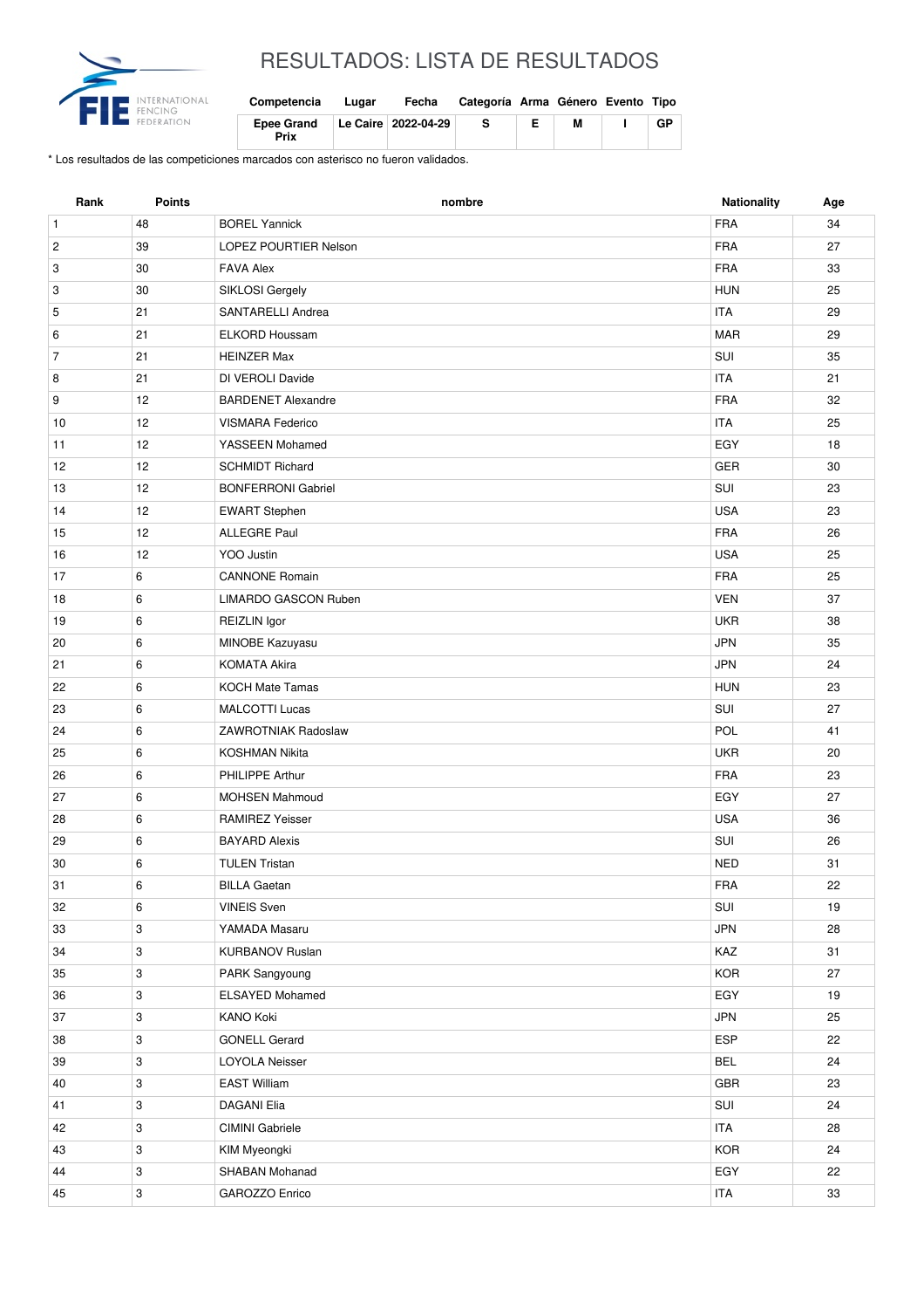# RESULTADOS: LISTA DE RESULTADOS

| Competencia | Lugar | Fecha | Categoría | Arma | Género | Evento | Tipo |
|---|---|---|---|---|---|---|---|
| Epee Grand Prix | Le Caire | 2022-04-29 | S | E | M | I | GP |

* Los resultados de las competiciones marcados con asterisco no fueron validados.

| Rank | Points | nombre | Nationality | Age |
|---|---|---|---|---|
| 1 | 48 | BOREL Yannick | FRA | 34 |
| 2 | 39 | LOPEZ POURTIER Nelson | FRA | 27 |
| 3 | 30 | FAVA Alex | FRA | 33 |
| 3 | 30 | SIKLOSI Gergely | HUN | 25 |
| 5 | 21 | SANTARELLI Andrea | ITA | 29 |
| 6 | 21 | ELKORD Houssam | MAR | 29 |
| 7 | 21 | HEINZER Max | SUI | 35 |
| 8 | 21 | DI VEROLI Davide | ITA | 21 |
| 9 | 12 | BARDENET Alexandre | FRA | 32 |
| 10 | 12 | VISMARA Federico | ITA | 25 |
| 11 | 12 | YASSEEN Mohamed | EGY | 18 |
| 12 | 12 | SCHMIDT Richard | GER | 30 |
| 13 | 12 | BONFERRONI Gabriel | SUI | 23 |
| 14 | 12 | EWART Stephen | USA | 23 |
| 15 | 12 | ALLEGRE Paul | FRA | 26 |
| 16 | 12 | YOO Justin | USA | 25 |
| 17 | 6 | CANNONE Romain | FRA | 25 |
| 18 | 6 | LIMARDO GASCON Ruben | VEN | 37 |
| 19 | 6 | REIZLIN Igor | UKR | 38 |
| 20 | 6 | MINOBE Kazuyasu | JPN | 35 |
| 21 | 6 | KOMATA Akira | JPN | 24 |
| 22 | 6 | KOCH Mate Tamas | HUN | 23 |
| 23 | 6 | MALCOTTI Lucas | SUI | 27 |
| 24 | 6 | ZAWROTNIAK Radoslaw | POL | 41 |
| 25 | 6 | KOSHMAN Nikita | UKR | 20 |
| 26 | 6 | PHILIPPE Arthur | FRA | 23 |
| 27 | 6 | MOHSEN Mahmoud | EGY | 27 |
| 28 | 6 | RAMIREZ Yeisser | USA | 36 |
| 29 | 6 | BAYARD Alexis | SUI | 26 |
| 30 | 6 | TULEN Tristan | NED | 31 |
| 31 | 6 | BILLA Gaetan | FRA | 22 |
| 32 | 6 | VINEIS Sven | SUI | 19 |
| 33 | 3 | YAMADA Masaru | JPN | 28 |
| 34 | 3 | KURBANOV Ruslan | KAZ | 31 |
| 35 | 3 | PARK Sangyoung | KOR | 27 |
| 36 | 3 | ELSAYED Mohamed | EGY | 19 |
| 37 | 3 | KANO Koki | JPN | 25 |
| 38 | 3 | GONELL Gerard | ESP | 22 |
| 39 | 3 | LOYOLA Neisser | BEL | 24 |
| 40 | 3 | EAST William | GBR | 23 |
| 41 | 3 | DAGANI Elia | SUI | 24 |
| 42 | 3 | CIMINI Gabriele | ITA | 28 |
| 43 | 3 | KIM Myeongki | KOR | 24 |
| 44 | 3 | SHABAN Mohanad | EGY | 22 |
| 45 | 3 | GAROZZO Enrico | ITA | 33 |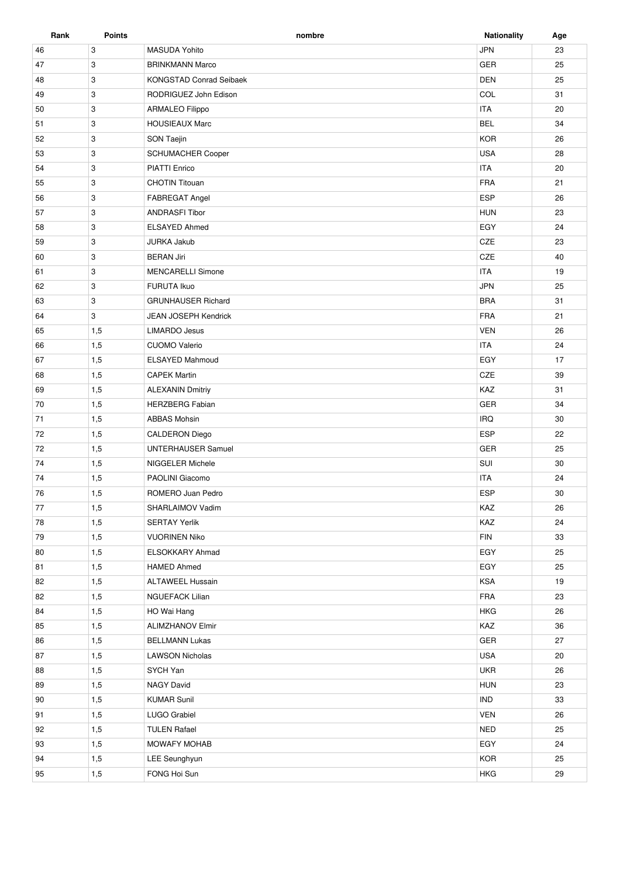| Rank | Points | nombre | Nationality | Age |
|---|---|---|---|---|
| 46 | 3 | MASUDA Yohito | JPN | 23 |
| 47 | 3 | BRINKMANN Marco | GER | 25 |
| 48 | 3 | KONGSTAD Conrad Seibaek | DEN | 25 |
| 49 | 3 | RODRIGUEZ John Edison | COL | 31 |
| 50 | 3 | ARMALEO Filippo | ITA | 20 |
| 51 | 3 | HOUSIEAUX Marc | BEL | 34 |
| 52 | 3 | SON Taejin | KOR | 26 |
| 53 | 3 | SCHUMACHER Cooper | USA | 28 |
| 54 | 3 | PIATTI Enrico | ITA | 20 |
| 55 | 3 | CHOTIN Titouan | FRA | 21 |
| 56 | 3 | FABREGAT Angel | ESP | 26 |
| 57 | 3 | ANDRASFI Tibor | HUN | 23 |
| 58 | 3 | ELSAYED Ahmed | EGY | 24 |
| 59 | 3 | JURKA Jakub | CZE | 23 |
| 60 | 3 | BERAN Jiri | CZE | 40 |
| 61 | 3 | MENCARELLI Simone | ITA | 19 |
| 62 | 3 | FURUTA Ikuo | JPN | 25 |
| 63 | 3 | GRUNHAUSER Richard | BRA | 31 |
| 64 | 3 | JEAN JOSEPH Kendrick | FRA | 21 |
| 65 | 1,5 | LIMARDO Jesus | VEN | 26 |
| 66 | 1,5 | CUOMO Valerio | ITA | 24 |
| 67 | 1,5 | ELSAYED Mahmoud | EGY | 17 |
| 68 | 1,5 | CAPEK Martin | CZE | 39 |
| 69 | 1,5 | ALEXANIN Dmitriy | KAZ | 31 |
| 70 | 1,5 | HERZBERG Fabian | GER | 34 |
| 71 | 1,5 | ABBAS Mohsin | IRQ | 30 |
| 72 | 1,5 | CALDERON Diego | ESP | 22 |
| 72 | 1,5 | UNTERHAUSER Samuel | GER | 25 |
| 74 | 1,5 | NIGGELER Michele | SUI | 30 |
| 74 | 1,5 | PAOLINI Giacomo | ITA | 24 |
| 76 | 1,5 | ROMERO Juan Pedro | ESP | 30 |
| 77 | 1,5 | SHARLAIMOV Vadim | KAZ | 26 |
| 78 | 1,5 | SERTAY Yerlik | KAZ | 24 |
| 79 | 1,5 | VUORINEN Niko | FIN | 33 |
| 80 | 1,5 | ELSOKKARY Ahmad | EGY | 25 |
| 81 | 1,5 | HAMED Ahmed | EGY | 25 |
| 82 | 1,5 | ALTAWEEL Hussain | KSA | 19 |
| 82 | 1,5 | NGUEFACK Lilian | FRA | 23 |
| 84 | 1,5 | HO Wai Hang | HKG | 26 |
| 85 | 1,5 | ALIMZHANOV Elmir | KAZ | 36 |
| 86 | 1,5 | BELLMANN Lukas | GER | 27 |
| 87 | 1,5 | LAWSON Nicholas | USA | 20 |
| 88 | 1,5 | SYCH Yan | UKR | 26 |
| 89 | 1,5 | NAGY David | HUN | 23 |
| 90 | 1,5 | KUMAR Sunil | IND | 33 |
| 91 | 1,5 | LUGO Grabiel | VEN | 26 |
| 92 | 1,5 | TULEN Rafael | NED | 25 |
| 93 | 1,5 | MOWAFY MOHAB | EGY | 24 |
| 94 | 1,5 | LEE Seunghyun | KOR | 25 |
| 95 | 1,5 | FONG Hoi Sun | HKG | 29 |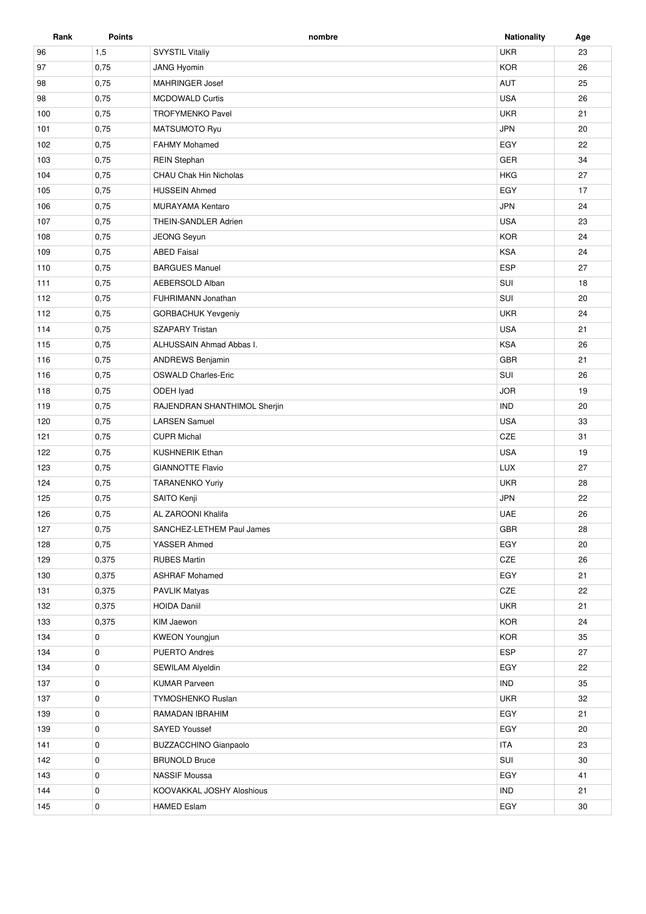| Rank | Points | nombre | Nationality | Age |
|---|---|---|---|---|
| 96 | 1,5 | SVYSTIL Vitaliy | UKR | 23 |
| 97 | 0,75 | JANG Hyomin | KOR | 26 |
| 98 | 0,75 | MAHRINGER Josef | AUT | 25 |
| 98 | 0,75 | MCDOWALD Curtis | USA | 26 |
| 100 | 0,75 | TROFYMENKO Pavel | UKR | 21 |
| 101 | 0,75 | MATSUMOTO Ryu | JPN | 20 |
| 102 | 0,75 | FAHMY Mohamed | EGY | 22 |
| 103 | 0,75 | REIN Stephan | GER | 34 |
| 104 | 0,75 | CHAU Chak Hin Nicholas | HKG | 27 |
| 105 | 0,75 | HUSSEIN Ahmed | EGY | 17 |
| 106 | 0,75 | MURAYAMA Kentaro | JPN | 24 |
| 107 | 0,75 | THEIN-SANDLER Adrien | USA | 23 |
| 108 | 0,75 | JEONG Seyun | KOR | 24 |
| 109 | 0,75 | ABED Faisal | KSA | 24 |
| 110 | 0,75 | BARGUES Manuel | ESP | 27 |
| 111 | 0,75 | AEBERSOLD Alban | SUI | 18 |
| 112 | 0,75 | FUHRIMANN Jonathan | SUI | 20 |
| 112 | 0,75 | GORBACHUK Yevgeniy | UKR | 24 |
| 114 | 0,75 | SZAPARY Tristan | USA | 21 |
| 115 | 0,75 | ALHUSSAIN Ahmad Abbas I. | KSA | 26 |
| 116 | 0,75 | ANDREWS Benjamin | GBR | 21 |
| 116 | 0,75 | OSWALD Charles-Eric | SUI | 26 |
| 118 | 0,75 | ODEH Iyad | JOR | 19 |
| 119 | 0,75 | RAJENDRAN SHANTHIMOL Sherjin | IND | 20 |
| 120 | 0,75 | LARSEN Samuel | USA | 33 |
| 121 | 0,75 | CUPR Michal | CZE | 31 |
| 122 | 0,75 | KUSHNERIK Ethan | USA | 19 |
| 123 | 0,75 | GIANNOTTE Flavio | LUX | 27 |
| 124 | 0,75 | TARANENKO Yuriy | UKR | 28 |
| 125 | 0,75 | SAITO Kenji | JPN | 22 |
| 126 | 0,75 | AL ZAROONI Khalifa | UAE | 26 |
| 127 | 0,75 | SANCHEZ-LETHEM Paul James | GBR | 28 |
| 128 | 0,75 | YASSER Ahmed | EGY | 20 |
| 129 | 0,375 | RUBES Martin | CZE | 26 |
| 130 | 0,375 | ASHRAF Mohamed | EGY | 21 |
| 131 | 0,375 | PAVLIK Matyas | CZE | 22 |
| 132 | 0,375 | HOIDA Daniil | UKR | 21 |
| 133 | 0,375 | KIM Jaewon | KOR | 24 |
| 134 | 0 | KWEON Youngjun | KOR | 35 |
| 134 | 0 | PUERTO Andres | ESP | 27 |
| 134 | 0 | SEWILAM Alyeldin | EGY | 22 |
| 137 | 0 | KUMAR Parveen | IND | 35 |
| 137 | 0 | TYMOSHENKO Ruslan | UKR | 32 |
| 139 | 0 | RAMADAN IBRAHIM | EGY | 21 |
| 139 | 0 | SAYED Youssef | EGY | 20 |
| 141 | 0 | BUZZACCHINO Gianpaolo | ITA | 23 |
| 142 | 0 | BRUNOLD Bruce | SUI | 30 |
| 143 | 0 | NASSIF Moussa | EGY | 41 |
| 144 | 0 | KOOVAKKAL JOSHY Aloshious | IND | 21 |
| 145 | 0 | HAMED Eslam | EGY | 30 |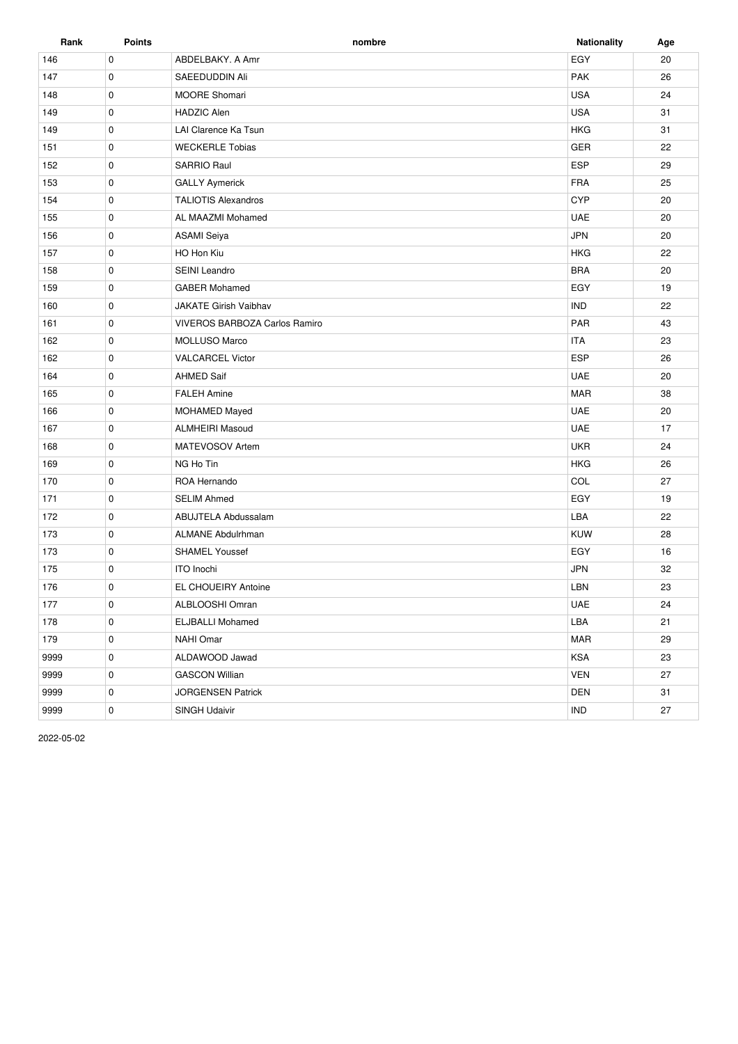| Rank | Points | nombre | Nationality | Age |
| --- | --- | --- | --- | --- |
| 146 | 0 | ABDELBAKY. A Amr | EGY | 20 |
| 147 | 0 | SAEEDUDDIN Ali | PAK | 26 |
| 148 | 0 | MOORE Shomari | USA | 24 |
| 149 | 0 | HADZIC Alen | USA | 31 |
| 149 | 0 | LAI Clarence Ka Tsun | HKG | 31 |
| 151 | 0 | WECKERLE Tobias | GER | 22 |
| 152 | 0 | SARRIO Raul | ESP | 29 |
| 153 | 0 | GALLY Aymerick | FRA | 25 |
| 154 | 0 | TALIOTIS Alexandros | CYP | 20 |
| 155 | 0 | AL MAAZMI Mohamed | UAE | 20 |
| 156 | 0 | ASAMI Seiya | JPN | 20 |
| 157 | 0 | HO Hon Kiu | HKG | 22 |
| 158 | 0 | SEINI Leandro | BRA | 20 |
| 159 | 0 | GABER Mohamed | EGY | 19 |
| 160 | 0 | JAKATE Girish Vaibhav | IND | 22 |
| 161 | 0 | VIVEROS BARBOZA Carlos Ramiro | PAR | 43 |
| 162 | 0 | MOLLUSO Marco | ITA | 23 |
| 162 | 0 | VALCARCEL Victor | ESP | 26 |
| 164 | 0 | AHMED Saif | UAE | 20 |
| 165 | 0 | FALEH Amine | MAR | 38 |
| 166 | 0 | MOHAMED Mayed | UAE | 20 |
| 167 | 0 | ALMHEIRI Masoud | UAE | 17 |
| 168 | 0 | MATEVOSOV Artem | UKR | 24 |
| 169 | 0 | NG Ho Tin | HKG | 26 |
| 170 | 0 | ROA Hernando | COL | 27 |
| 171 | 0 | SELIM Ahmed | EGY | 19 |
| 172 | 0 | ABUJTELA Abdussalam | LBA | 22 |
| 173 | 0 | ALMANE Abdulrhman | KUW | 28 |
| 173 | 0 | SHAMEL Youssef | EGY | 16 |
| 175 | 0 | ITO Inochi | JPN | 32 |
| 176 | 0 | EL CHOUEIRY Antoine | LBN | 23 |
| 177 | 0 | ALBLOOSHI Omran | UAE | 24 |
| 178 | 0 | ELJBALLI Mohamed | LBA | 21 |
| 179 | 0 | NAHI Omar | MAR | 29 |
| 9999 | 0 | ALDAWOOD Jawad | KSA | 23 |
| 9999 | 0 | GASCON Willian | VEN | 27 |
| 9999 | 0 | JORGENSEN Patrick | DEN | 31 |
| 9999 | 0 | SINGH Udaivir | IND | 27 |

2022-05-02